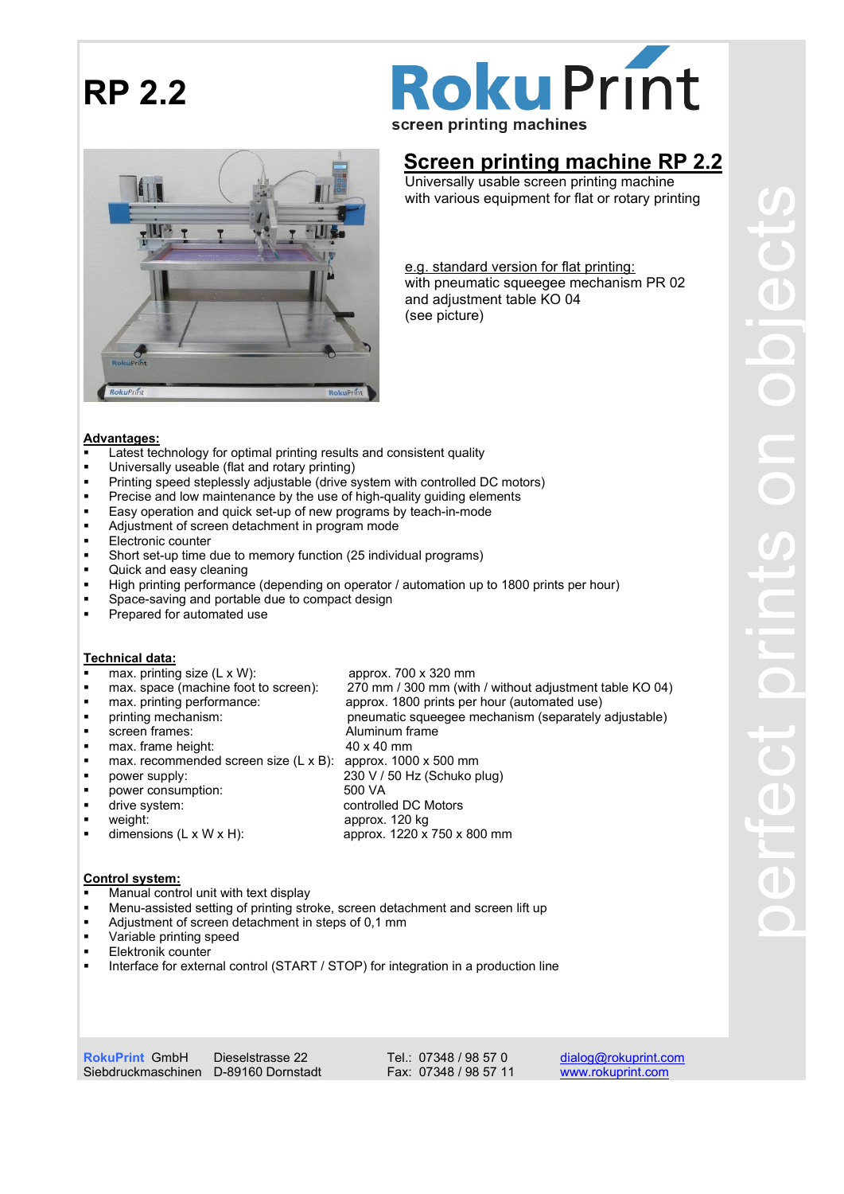# RP 2.2

**RokuPrint**
screen printing machines

## Screen printing machine RP 2.2

Universally usable screen printing machine with various equipment for flat or rotary printing

e.g. standard version for flat printing:
with pneumatic squeegee mechanism PR 02 and adjustment table KO 04 (see picture)

perfect prints on objects

**Advantages:**

- Latest technology for optimal printing results and consistent quality
- Universally useable (flat and rotary printing)
- Printing speed steplessly adjustable (drive system with controlled DC motors)
- Precise and low maintenance by the use of high-quality guiding elements
- Easy operation and quick set-up of new programs by teach-in-mode
- Adjustment of screen detachment in program mode
- Electronic counter
- Short set-up time due to memory function (25 individual programs)
- Quick and easy cleaning
- High printing performance (depending on operator / automation up to 1800 prints per hour)
- Space-saving and portable due to compact design
- Prepared for automated use

**Technical data:**

| | |
|---|---|
| max. printing size (L x W): | approx. 700 x 320 mm |
| max. space (machine foot to screen): | 270 mm / 300 mm (with / without adjustment table KO 04) |
| max. printing performance: | approx. 1800 prints per hour (automated use) |
| printing mechanism: | pneumatic squeegee mechanism (separately adjustable) |
| screen frames: | Aluminum frame |
| max. frame height: | 40 x 40 mm |
| max. recommended screen size (L x B): | approx. 1000 x 500 mm |
| power supply: | 230 V / 50 Hz (Schuko plug) |
| power consumption: | 500 VA |
| drive system: | controlled DC Motors |
| weight: | approx. 120 kg |
| dimensions (L x W x H): | approx. 1220 x 750 x 800 mm |

**Control system:**

- Manual control unit with text display
- Menu-assisted setting of printing stroke, screen detachment and screen lift up
- Adjustment of screen detachment in steps of 0,1 mm
- Variable printing speed
- Elektronik counter
- Interface for external control (START / STOP) for integration in a production line

RokuPrint GmbH Siebdruckmaschinen
Dieselstrasse 22, D-89160 Dornstadt
Tel.: 07348 / 98 57 0
Fax: 07348 / 98 57 11
dialog@rokuprint.com
www.rokuprint.com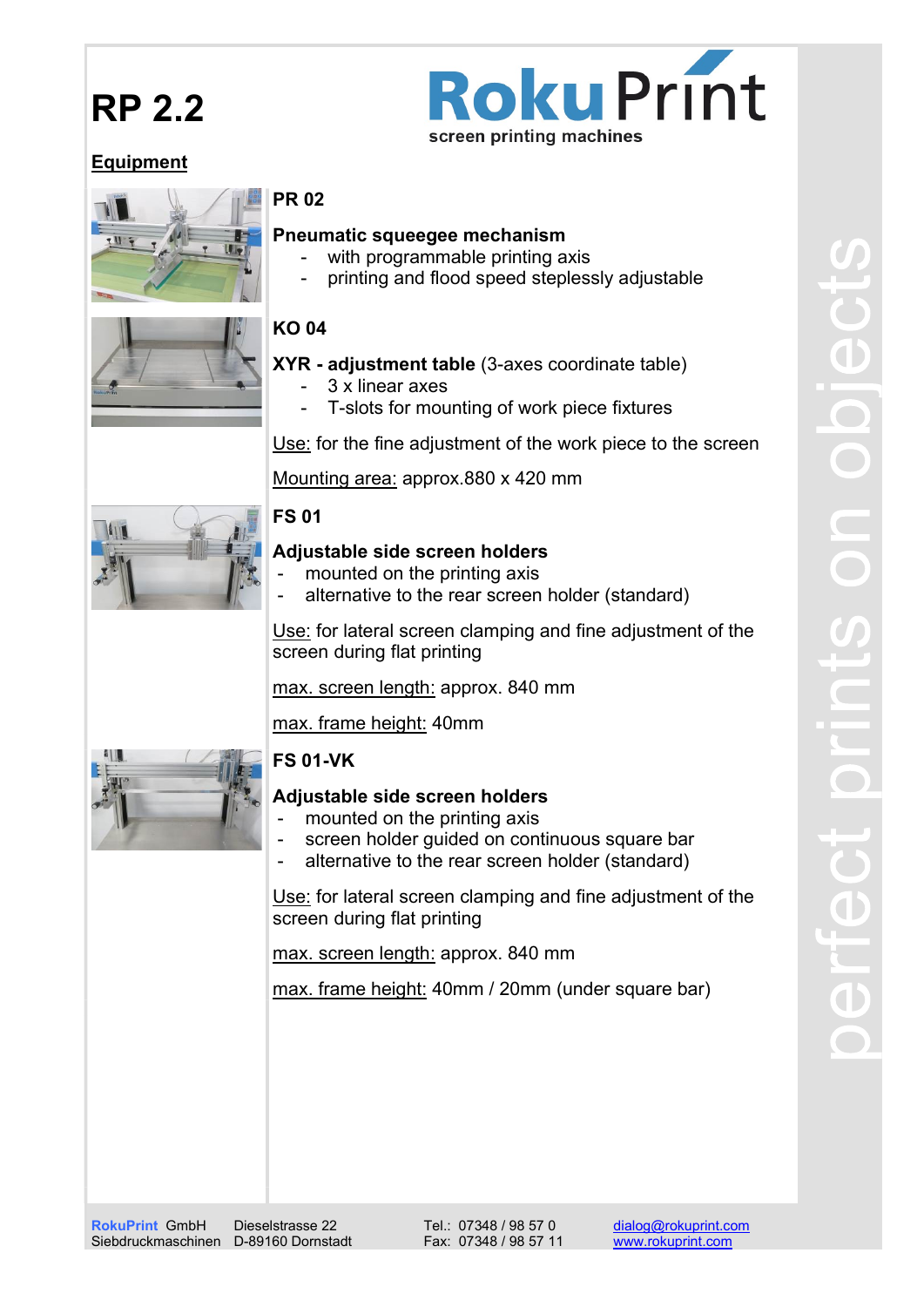# RP 2.2

RokuPrint
screen printing machines

## Equipment

### PR 02

**Pneumatic squeegee mechanism**

- with programmable printing axis
- printing and flood speed steplessly adjustable

### KO 04

**XYR - adjustment table** (3-axes coordinate table)

- 3 x linear axes
- T-slots for mounting of work piece fixtures

Use: for the fine adjustment of the work piece to the screen

Mounting area: approx.880 x 420 mm

### FS 01

**Adjustable side screen holders**

- mounted on the printing axis
- alternative to the rear screen holder (standard)

Use: for lateral screen clamping and fine adjustment of the screen during flat printing

max. screen length: approx. 840 mm

max. frame height: 40mm

### FS 01-VK

**Adjustable side screen holders**

- mounted on the printing axis
- screen holder guided on continuous square bar
- alternative to the rear screen holder (standard)

Use: for lateral screen clamping and fine adjustment of the screen during flat printing

max. screen length: approx. 840 mm

max. frame height: 40mm / 20mm (under square bar)

perfect prints on objects

RokuPrint GmbH
Siebdruckmaschinen
Dieselstrasse 22
D-89160 Dornstadt
Tel.: 07348 / 98 57 0
Fax: 07348 / 98 57 11
dialog@rokuprint.com
www.rokuprint.com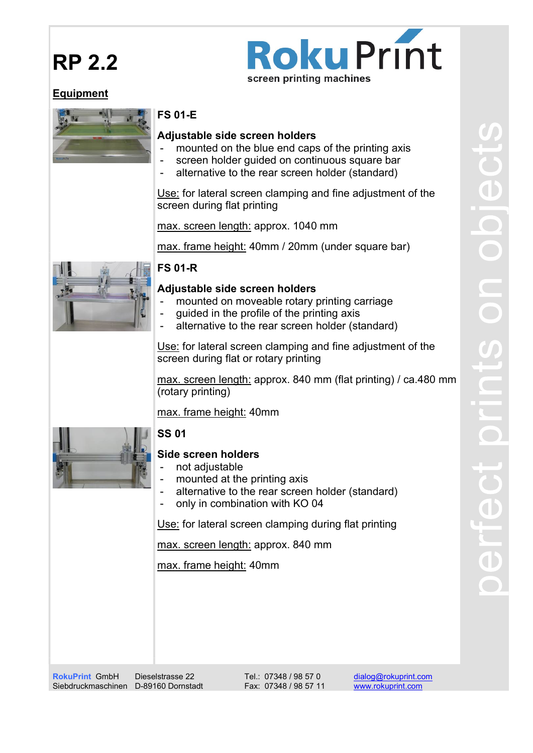# RP 2.2

RokuPrint
screen printing machines

## Equipment

### FS 01-E

**Adjustable side screen holders**

- mounted on the blue end caps of the printing axis
- screen holder guided on continuous square bar
- alternative to the rear screen holder (standard)

Use: for lateral screen clamping and fine adjustment of the screen during flat printing

max. screen length: approx. 1040 mm

max. frame height: 40mm / 20mm (under square bar)

### FS 01-R

**Adjustable side screen holders**

- mounted on moveable rotary printing carriage
- guided in the profile of the printing axis
- alternative to the rear screen holder (standard)

Use: for lateral screen clamping and fine adjustment of the screen during flat or rotary printing

max. screen length: approx. 840 mm (flat printing) / ca.480 mm (rotary printing)

max. frame height: 40mm

### SS 01

**Side screen holders**

- not adjustable
- mounted at the printing axis
- alternative to the rear screen holder (standard)
- only in combination with KO 04

Use: for lateral screen clamping during flat printing

max. screen length: approx. 840 mm

max. frame height: 40mm

perfect prints on objects

RokuPrint GmbH Siebdruckmaschinen | Dieselstrasse 22 D-89160 Dornstadt | Tel.: 07348 / 98 57 0 Fax: 07348 / 98 57 11 | dialog@rokuprint.com www.rokuprint.com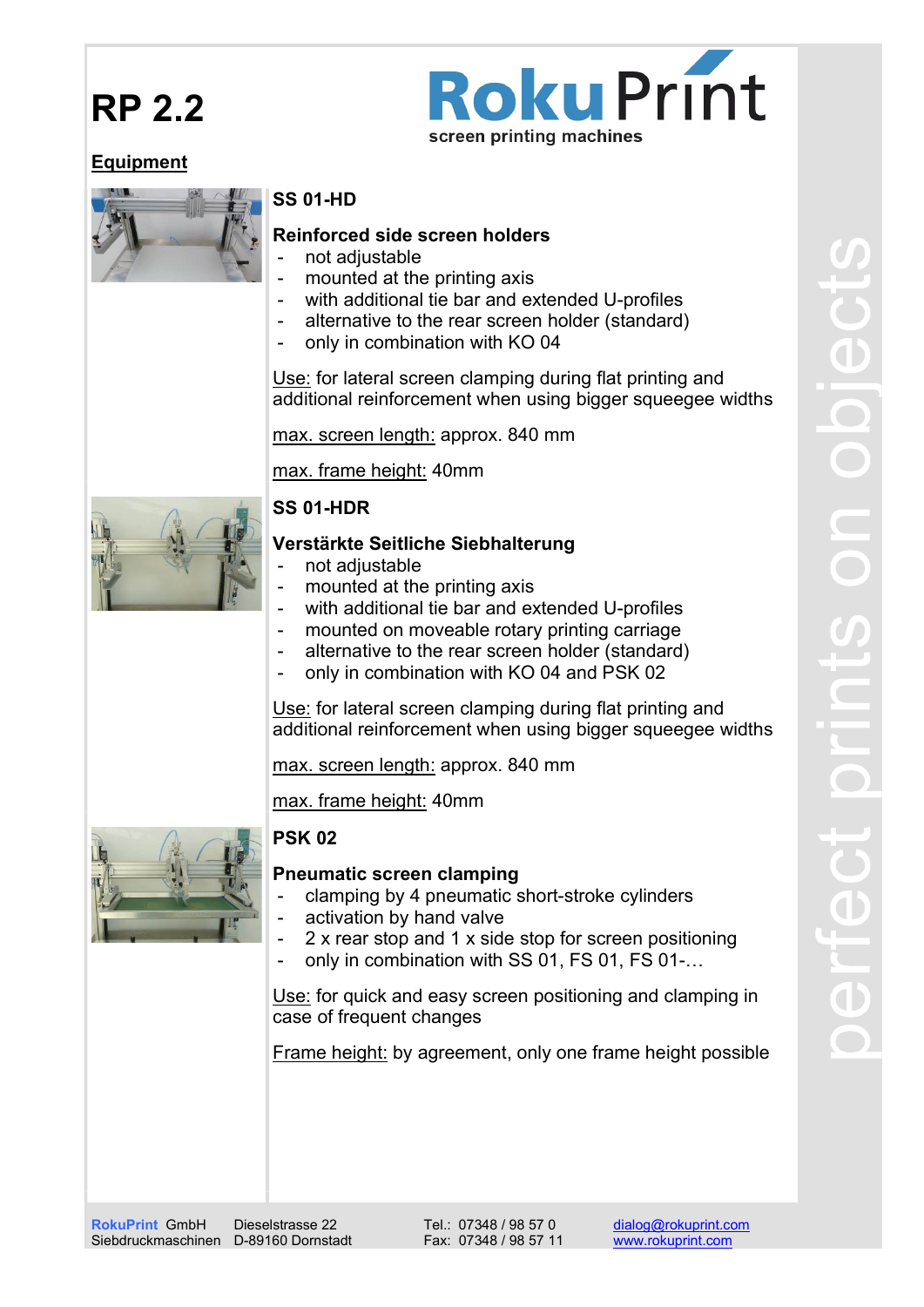# RP 2.2

**RokuPrint**
screen printing machines

## Equipment

### SS 01-HD

**Reinforced side screen holders**

- not adjustable
- mounted at the printing axis
- with additional tie bar and extended U-profiles
- alternative to the rear screen holder (standard)
- only in combination with KO 04

Use: for lateral screen clamping during flat printing and additional reinforcement when using bigger squeegee widths

max. screen length: approx. 840 mm

max. frame height: 40mm

### SS 01-HDR

**Verstärkte Seitliche Siebhalterung**

- not adjustable
- mounted at the printing axis
- with additional tie bar and extended U-profiles
- mounted on moveable rotary printing carriage
- alternative to the rear screen holder (standard)
- only in combination with KO 04 and PSK 02

Use: for lateral screen clamping during flat printing and additional reinforcement when using bigger squeegee widths

max. screen length: approx. 840 mm

max. frame height: 40mm

### PSK 02

**Pneumatic screen clamping**

- clamping by 4 pneumatic short-stroke cylinders
- activation by hand valve
- 2 x rear stop and 1 x side stop for screen positioning
- only in combination with SS 01, FS 01, FS 01-…

Use: for quick and easy screen positioning and clamping in case of frequent changes

Frame height: by agreement, only one frame height possible

perfect prints on objects

RokuPrint GmbH Siebdruckmaschinen | Dieselstrasse 22 D-89160 Dornstadt | Tel.: 07348 / 98 57 0 Fax: 07348 / 98 57 11 | dialog@rokuprint.com www.rokuprint.com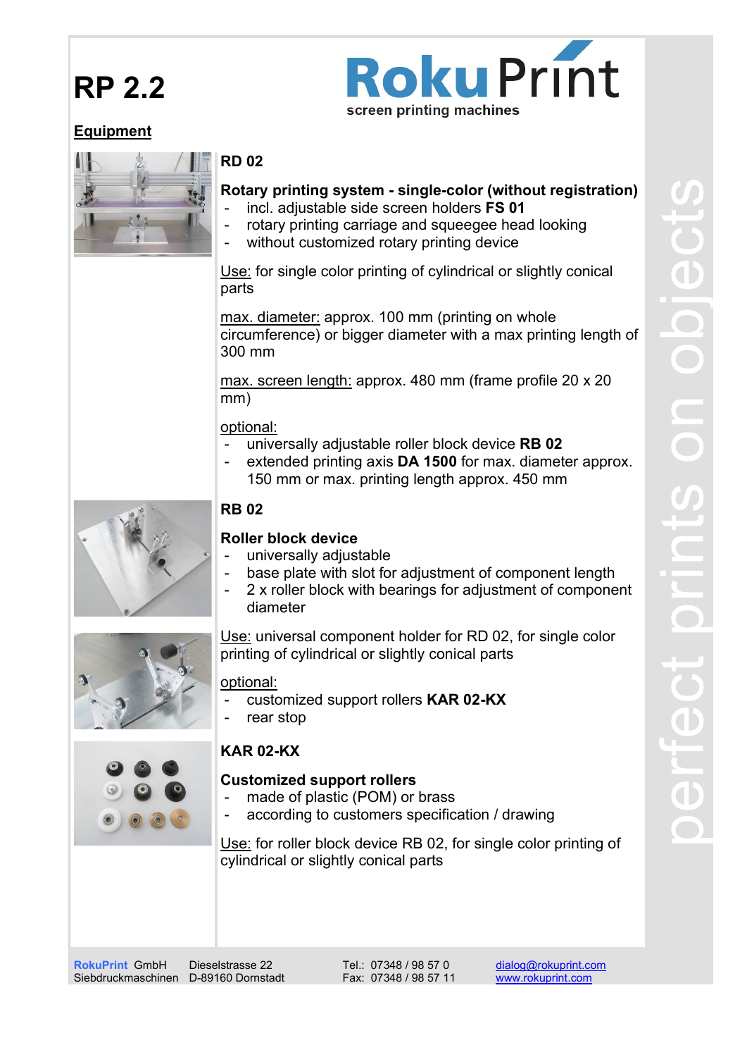# RP 2.2

RokuPrint
screen printing machines

## Equipment

### RD 02

**Rotary printing system - single-color (without registration)**

- incl. adjustable side screen holders **FS 01**
- rotary printing carriage and squeegee head looking
- without customized rotary printing device

Use: for single color printing of cylindrical or slightly conical parts

max. diameter: approx. 100 mm (printing on whole circumference) or bigger diameter with a max printing length of 300 mm

max. screen length: approx. 480 mm (frame profile 20 x 20 mm)

optional:

- universally adjustable roller block device **RB 02**
- extended printing axis **DA 1500** for max. diameter approx. 150 mm or max. printing length approx. 450 mm

### RB 02

**Roller block device**

- universally adjustable
- base plate with slot for adjustment of component length
- 2 x roller block with bearings for adjustment of component diameter

Use: universal component holder for RD 02, for single color printing of cylindrical or slightly conical parts

optional:

- customized support rollers **KAR 02-KX**
- rear stop

### KAR 02-KX

**Customized support rollers**

- made of plastic (POM) or brass
- according to customers specification / drawing

Use: for roller block device RB 02, for single color printing of cylindrical or slightly conical parts

perfect prints on objects

RokuPrint GmbH Siebdruckmaschinen | Dieselstrasse 22 D-89160 Dornstadt | Tel.: 07348 / 98 57 0 Fax: 07348 / 98 57 11 | dialog@rokuprint.com www.rokuprint.com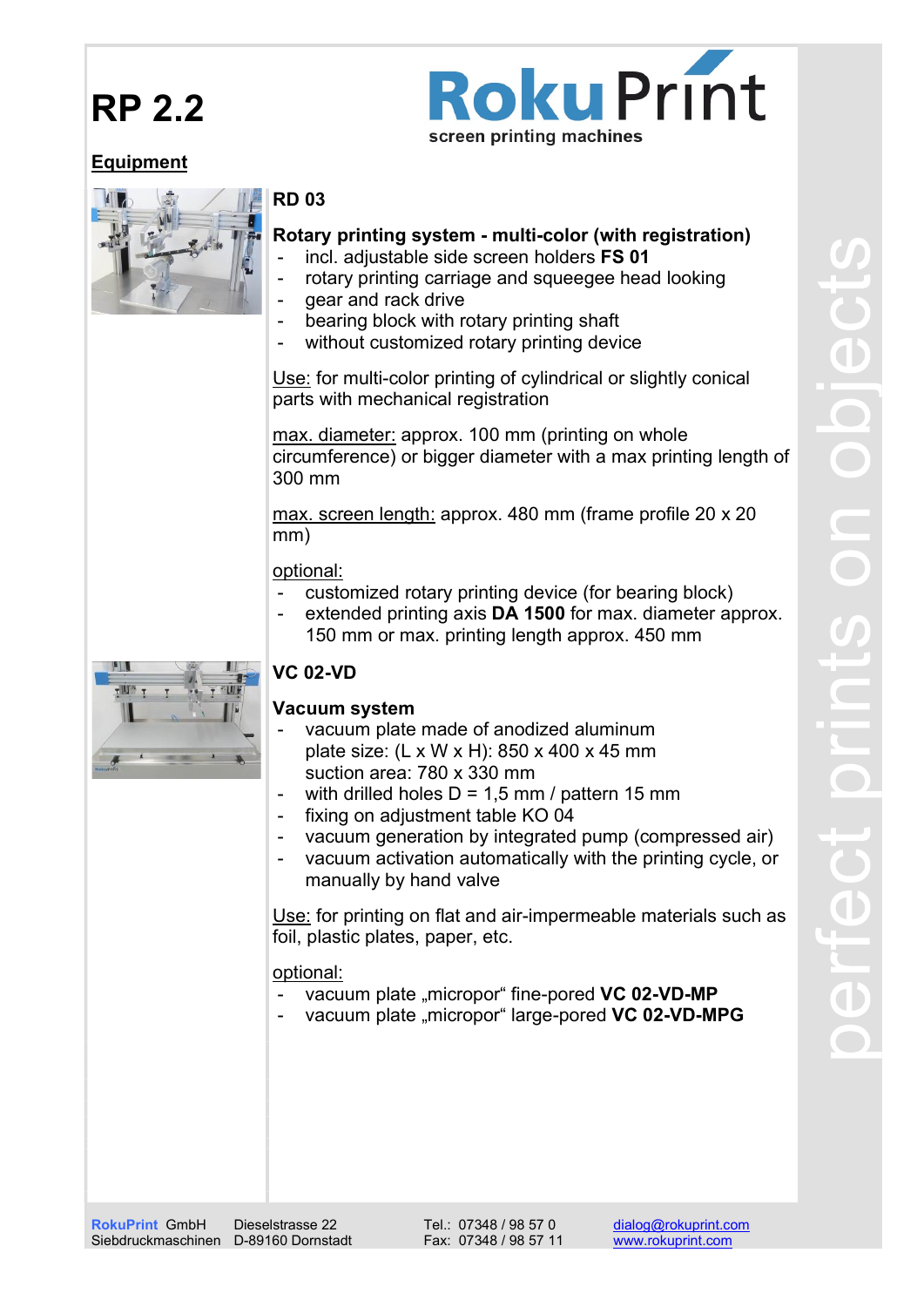# RP 2.2

**Equipment**

## RD 03

**Rotary printing system - multi-color (with registration)**

- incl. adjustable side screen holders **FS 01**
- rotary printing carriage and squeegee head looking
- gear and rack drive
- bearing block with rotary printing shaft
- without customized rotary printing device

Use: for multi-color printing of cylindrical or slightly conical parts with mechanical registration

max. diameter: approx. 100 mm (printing on whole circumference) or bigger diameter with a max printing length of 300 mm

max. screen length: approx. 480 mm (frame profile 20 x 20 mm)

optional:

- customized rotary printing device (for bearing block)
- extended printing axis **DA 1500** for max. diameter approx. 150 mm or max. printing length approx. 450 mm

## VC 02-VD

**Vacuum system**

- vacuum plate made of anodized aluminum
  plate size: (L x W x H): 850 x 400 x 45 mm
  suction area: 780 x 330 mm
- with drilled holes D = 1,5 mm / pattern 15 mm
- fixing on adjustment table KO 04
- vacuum generation by integrated pump (compressed air)
- vacuum activation automatically with the printing cycle, or manually by hand valve

Use: for printing on flat and air-impermeable materials such as foil, plastic plates, paper, etc.

optional:

- vacuum plate „micropor" fine-pored **VC 02-VD-MP**
- vacuum plate „micropor" large-pored **VC 02-VD-MPG**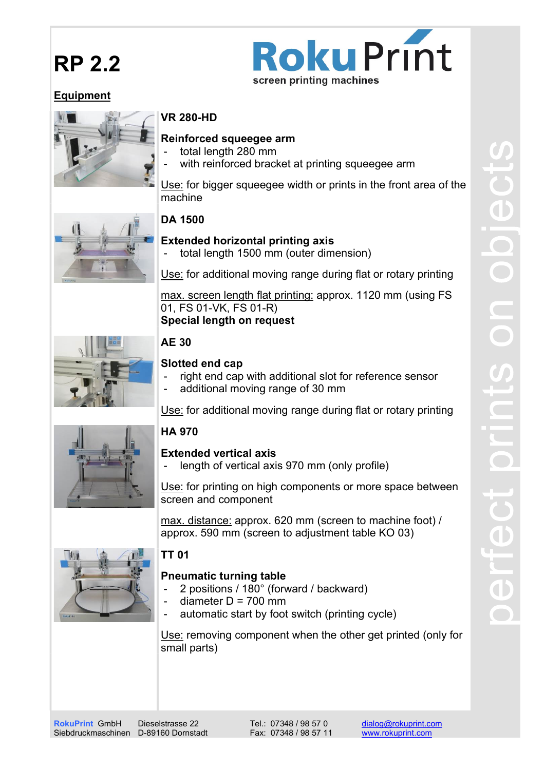# RP 2.2

**RokuPrint**
screen printing machines

## Equipment

### VR 280-HD

**Reinforced squeegee arm**

- total length 280 mm
- with reinforced bracket at printing squeegee arm

Use: for bigger squeegee width or prints in the front area of the machine

### DA 1500

**Extended horizontal printing axis**

- total length 1500 mm (outer dimension)

Use: for additional moving range during flat or rotary printing

max. screen length flat printing: approx. 1120 mm (using FS 01, FS 01-VK, FS 01-R)
**Special length on request**

### AE 30

**Slotted end cap**

- right end cap with additional slot for reference sensor
- additional moving range of 30 mm

Use: for additional moving range during flat or rotary printing

### HA 970

**Extended vertical axis**

- length of vertical axis 970 mm (only profile)

Use: for printing on high components or more space between screen and component

max. distance: approx. 620 mm (screen to machine foot) / approx. 590 mm (screen to adjustment table KO 03)

### TT 01

**Pneumatic turning table**

- 2 positions / 180° (forward / backward)
- diameter D = 700 mm
- automatic start by foot switch (printing cycle)

Use: removing component when the other get printed (only for small parts)

perfect prints on objects

RokuPrint GmbH Siebdruckmaschinen | Dieselstrasse 22 D-89160 Dornstadt | Tel.: 07348 / 98 57 0 Fax: 07348 / 98 57 11 | dialog@rokuprint.com www.rokuprint.com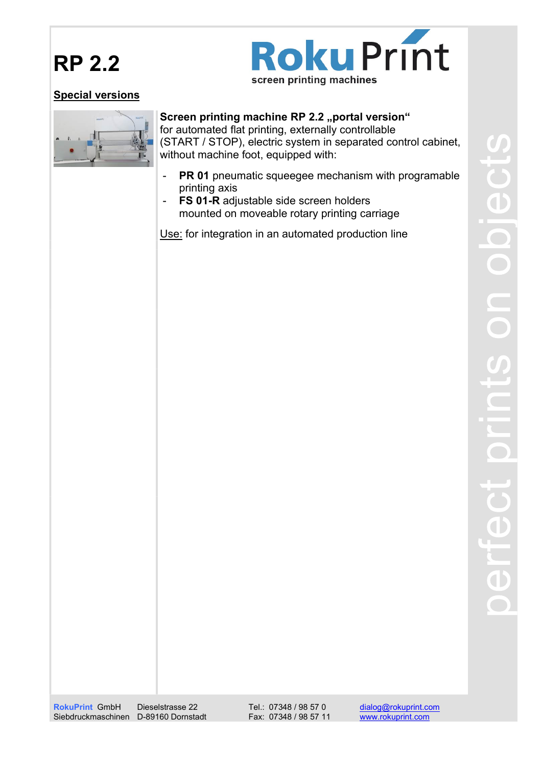# RP 2.2

RokuPrint
screen printing machines

## Special versions

**Screen printing machine RP 2.2 „portal version“**
for automated flat printing, externally controllable (START / STOP), electric system in separated control cabinet, without machine foot, equipped with:

- **PR 01** pneumatic squeegee mechanism with programable printing axis
- **FS 01-R** adjustable side screen holders
  mounted on moveable rotary printing carriage

Use: for integration in an automated production line

perfect prints on objects

RokuPrint GmbH Siebdruckmaschinen
Dieselstrasse 22
D-89160 Dornstadt
Tel.: 07348 / 98 57 0
Fax: 07348 / 98 57 11
dialog@rokuprint.com
www.rokuprint.com